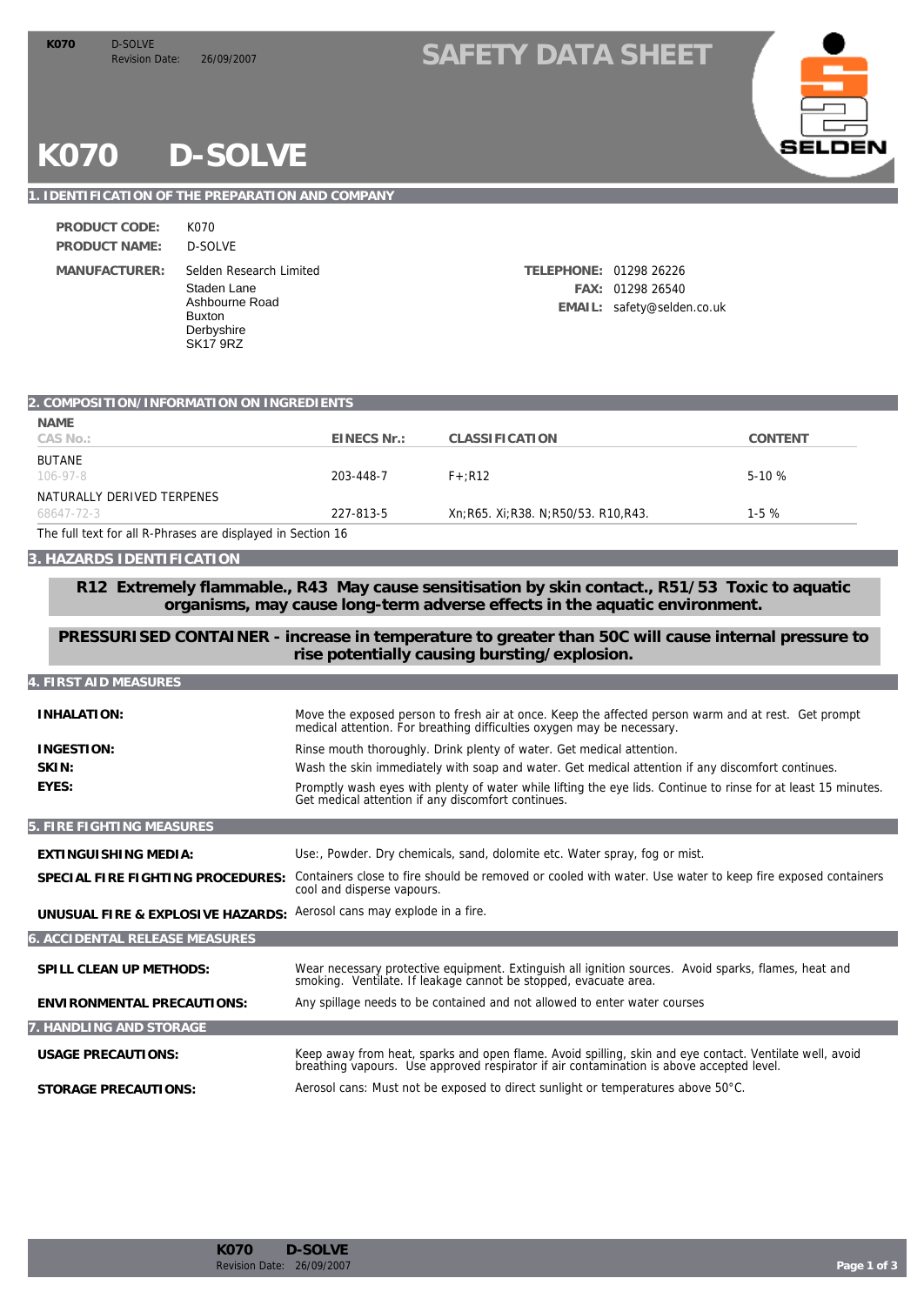# K070 D-SOLVE

## SAFETY DATA SHEET

## 1. IDENTIFICATION OF THE PREPARATION AND COMPANY

**PRODUCT CODE:** K070

**PRODUCT NAME:** D-SOLVE

**MANUFACTURER:** Selden Research Limited
Staden Lane
Ashbourne Road
Buxton
Derbyshire
SK17 9RZ

**TELEPHONE:** 01298 26226
**FAX:** 01298 26540
**EMAIL:** safety@selden.co.uk

## 2. COMPOSITION/INFORMATION ON INGREDIENTS

| NAME / CAS No.: | EINECS Nr.: | CLASSIFICATION | CONTENT |
|---|---|---|---|
| BUTANE / 106-97-8 | 203-448-7 | F+;R12 | 5-10 % |
| NATURALLY DERIVED TERPENES / 68647-72-3 | 227-813-5 | Xn;R65. Xi;R38. N;R50/53. R10,R43. | 1-5 % |

The full text for all R-Phrases are displayed in Section 16

## 3. HAZARDS IDENTIFICATION

**R12 Extremely flammable., R43 May cause sensitisation by skin contact., R51/53 Toxic to aquatic organisms, may cause long-term adverse effects in the aquatic environment.**

**PRESSURISED CONTAINER - increase in temperature to greater than 50C will cause internal pressure to rise potentially causing bursting/explosion.**

## 4. FIRST AID MEASURES

**INHALATION:** Move the exposed person to fresh air at once. Keep the affected person warm and at rest. Get prompt medical attention. For breathing difficulties oxygen may be necessary.

**INGESTION:** Rinse mouth thoroughly. Drink plenty of water. Get medical attention.

**SKIN:** Wash the skin immediately with soap and water. Get medical attention if any discomfort continues.

**EYES:** Promptly wash eyes with plenty of water while lifting the eye lids. Continue to rinse for at least 15 minutes. Get medical attention if any discomfort continues.

## 5. FIRE FIGHTING MEASURES

**EXTINGUISHING MEDIA:** Use:, Powder. Dry chemicals, sand, dolomite etc. Water spray, fog or mist.

**SPECIAL FIRE FIGHTING PROCEDURES:** Containers close to fire should be removed or cooled with water. Use water to keep fire exposed containers cool and disperse vapours.

**UNUSUAL FIRE & EXPLOSIVE HAZARDS:** Aerosol cans may explode in a fire.

## 6. ACCIDENTAL RELEASE MEASURES

**SPILL CLEAN UP METHODS:** Wear necessary protective equipment. Extinguish all ignition sources. Avoid sparks, flames, heat and smoking. Ventilate. If leakage cannot be stopped, evacuate area.

**ENVIRONMENTAL PRECAUTIONS:** Any spillage needs to be contained and not allowed to enter water courses

## 7. HANDLING AND STORAGE

**USAGE PRECAUTIONS:** Keep away from heat, sparks and open flame. Avoid spilling, skin and eye contact. Ventilate well, avoid breathing vapours. Use approved respirator if air contamination is above accepted level.

**STORAGE PRECAUTIONS:** Aerosol cans: Must not be exposed to direct sunlight or temperatures above 50°C.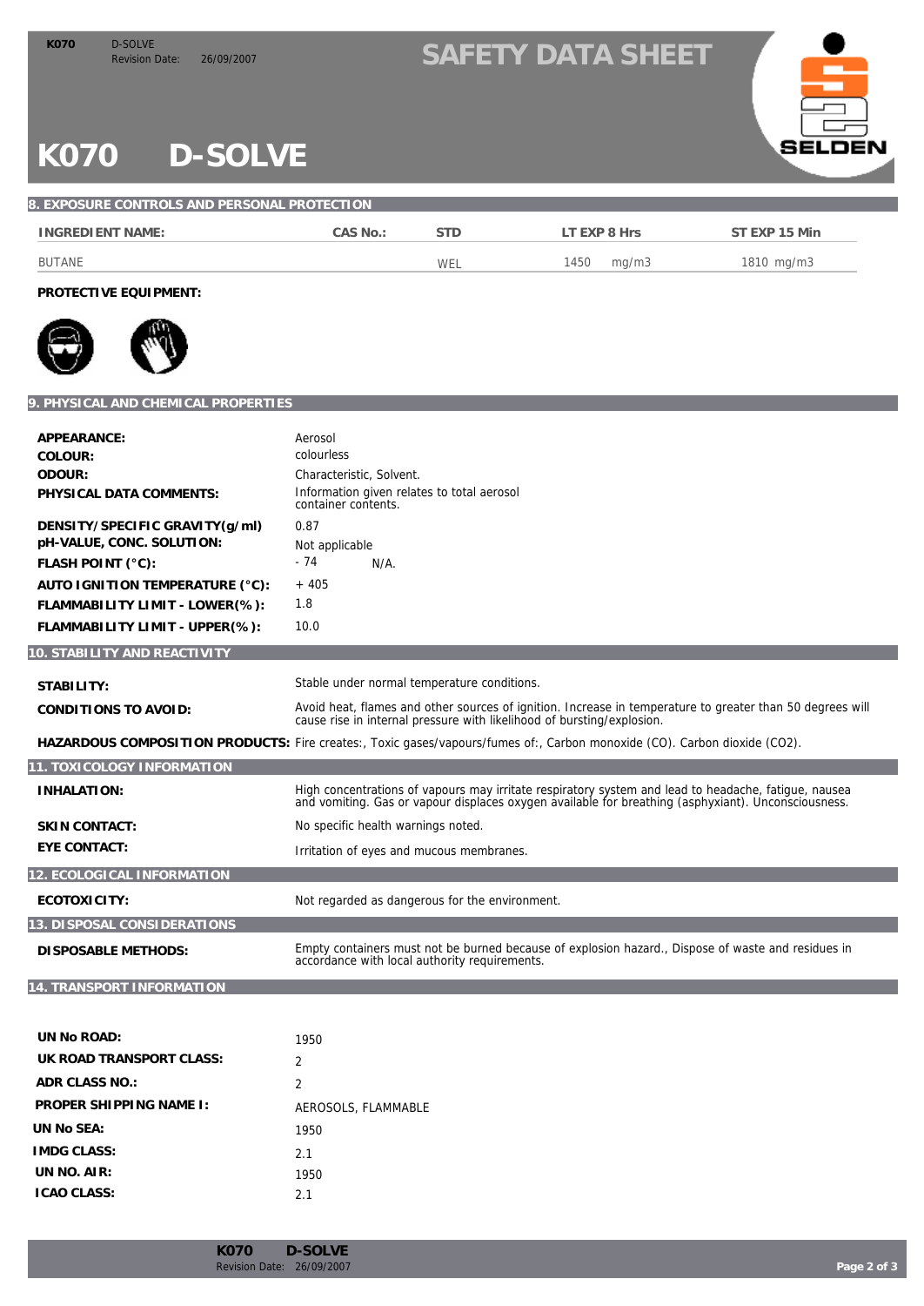# K070 D-SOLVE

## 8. EXPOSURE CONTROLS AND PERSONAL PROTECTION

| INGREDIENT NAME: | CAS No.: | STD | LT EXP 8 Hrs | ST EXP 15 Min |
|---|---|---|---|---|
| BUTANE | | WEL | 1450 mg/m3 | 1810 mg/m3 |

**PROTECTIVE EQUIPMENT:**

## 9. PHYSICAL AND CHEMICAL PROPERTIES

**APPEARANCE:** Aerosol

**COLOUR:** colourless

**ODOUR:** Characteristic, Solvent.

**PHYSICAL DATA COMMENTS:** Information given relates to total aerosol container contents.

**DENSITY/SPECIFIC GRAVITY(g/ml)** 0.87

**pH-VALUE, CONC. SOLUTION:** Not applicable

**FLASH POINT (°C):** - 74 N/A.

**AUTO IGNITION TEMPERATURE (°C):** + 405

**FLAMMABILITY LIMIT - LOWER(%):** 1.8

**FLAMMABILITY LIMIT - UPPER(%):** 10.0

## 10. STABILITY AND REACTIVITY

**STABILITY:** Stable under normal temperature conditions.

**CONDITIONS TO AVOID:** Avoid heat, flames and other sources of ignition. Increase in temperature to greater than 50 degrees will cause rise in internal pressure with likelihood of bursting/explosion.

**HAZARDOUS COMPOSITION PRODUCTS:** Fire creates:, Toxic gases/vapours/fumes of:, Carbon monoxide (CO). Carbon dioxide ($CO_2$).

## 11. TOXICOLOGY INFORMATION

**INHALATION:** High concentrations of vapours may irritate respiratory system and lead to headache, fatigue, nausea and vomiting. Gas or vapour displaces oxygen available for breathing (asphyxiant). Unconsciousness.

**SKIN CONTACT:** No specific health warnings noted.

**EYE CONTACT:** Irritation of eyes and mucous membranes.

## 12. ECOLOGICAL INFORMATION

**ECOTOXICITY:** Not regarded as dangerous for the environment.

## 13. DISPOSAL CONSIDERATIONS

**DISPOSABLE METHODS:** Empty containers must not be burned because of explosion hazard., Dispose of waste and residues in accordance with local authority requirements.

## 14. TRANSPORT INFORMATION

**UN No ROAD:** 1950

**UK ROAD TRANSPORT CLASS:** 2

**ADR CLASS NO.:** 2

**PROPER SHIPPING NAME I:** AEROSOLS, FLAMMABLE

**UN No SEA:** 1950

**IMDG CLASS:** 2.1

**UN NO. AIR:** 1950

**ICAO CLASS:** 2.1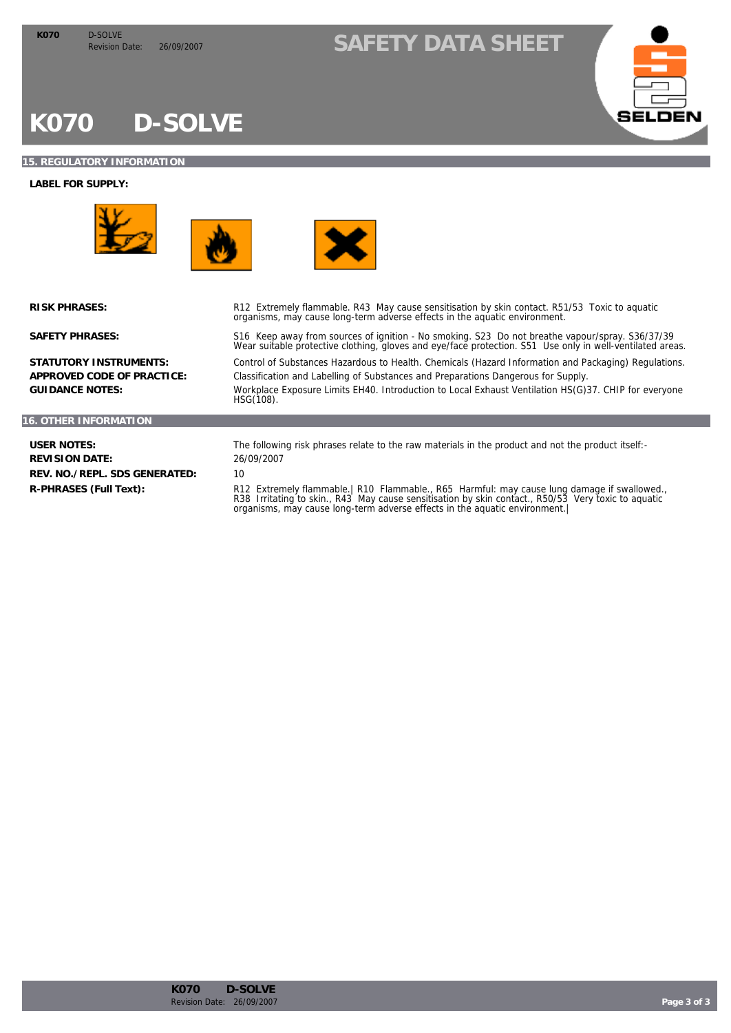# K070 D-SOLVE

## 15. REGULATORY INFORMATION

**LABEL FOR SUPPLY:**

| | |
|---|---|
| **RISK PHRASES:** | R12 Extremely flammable. R43 May cause sensitisation by skin contact. R51/53 Toxic to aquatic organisms, may cause long-term adverse effects in the aquatic environment. |
| **SAFETY PHRASES:** | S16 Keep away from sources of ignition - No smoking. S23 Do not breathe vapour/spray. S36/37/39 Wear suitable protective clothing, gloves and eye/face protection. S51 Use only in well-ventilated areas. |
| **STATUTORY INSTRUMENTS:** | Control of Substances Hazardous to Health. Chemicals (Hazard Information and Packaging) Regulations. |
| **APPROVED CODE OF PRACTICE:** | Classification and Labelling of Substances and Preparations Dangerous for Supply. |
| **GUIDANCE NOTES:** | Workplace Exposure Limits EH40. Introduction to Local Exhaust Ventilation HS(G)37. CHIP for everyone HSG(108). |

## 16. OTHER INFORMATION

| | |
|---|---|
| **USER NOTES:** | The following risk phrases relate to the raw materials in the product and not the product itself:- |
| **REVISION DATE:** | 26/09/2007 |
| **REV. NO./REPL. SDS GENERATED:** | 10 |
| **R-PHRASES (Full Text):** | R12 Extremely flammable.\| R10 Flammable., R65 Harmful: may cause lung damage if swallowed., R38 Irritating to skin., R43 May cause sensitisation by skin contact., R50/53 Very toxic to aquatic organisms, may cause long-term adverse effects in the aquatic environment.\| |